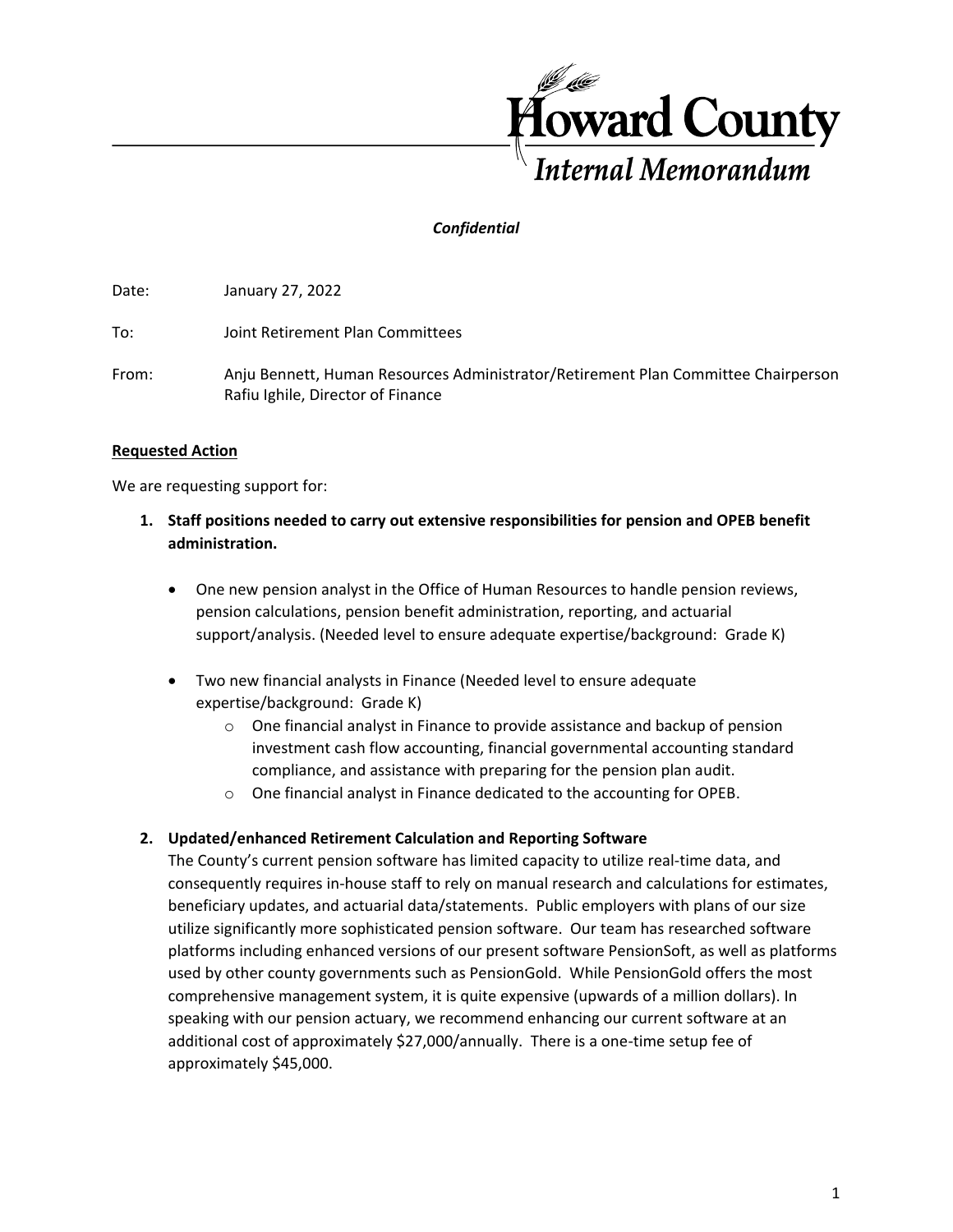**Howard County**

***Internal Memorandum***

***Confidential***

Date: January 27, 2022

To: Joint Retirement Plan Committees

From: Anju Bennett, Human Resources Administrator/Retirement Plan Committee Chairperson
Rafiu Ighile, Director of Finance

**<u>Requested Action</u>**

We are requesting support for:

1. **Staff positions needed to carry out extensive responsibilities for pension and OPEB benefit administration.**

   - One new pension analyst in the Office of Human Resources to handle pension reviews, pension calculations, pension benefit administration, reporting, and actuarial support/analysis. (Needed level to ensure adequate expertise/background: Grade K)

   - Two new financial analysts in Finance (Needed level to ensure adequate expertise/background: Grade K)
     - One financial analyst in Finance to provide assistance and backup of pension investment cash flow accounting, financial governmental accounting standard compliance, and assistance with preparing for the pension plan audit.
     - One financial analyst in Finance dedicated to the accounting for OPEB.

2. **Updated/enhanced Retirement Calculation and Reporting Software**
   The County's current pension software has limited capacity to utilize real-time data, and consequently requires in-house staff to rely on manual research and calculations for estimates, beneficiary updates, and actuarial data/statements. Public employers with plans of our size utilize significantly more sophisticated pension software. Our team has researched software platforms including enhanced versions of our present software PensionSoft, as well as platforms used by other county governments such as PensionGold. While PensionGold offers the most comprehensive management system, it is quite expensive (upwards of a million dollars). In speaking with our pension actuary, we recommend enhancing our current software at an additional cost of approximately $27,000/annually. There is a one-time setup fee of approximately $45,000.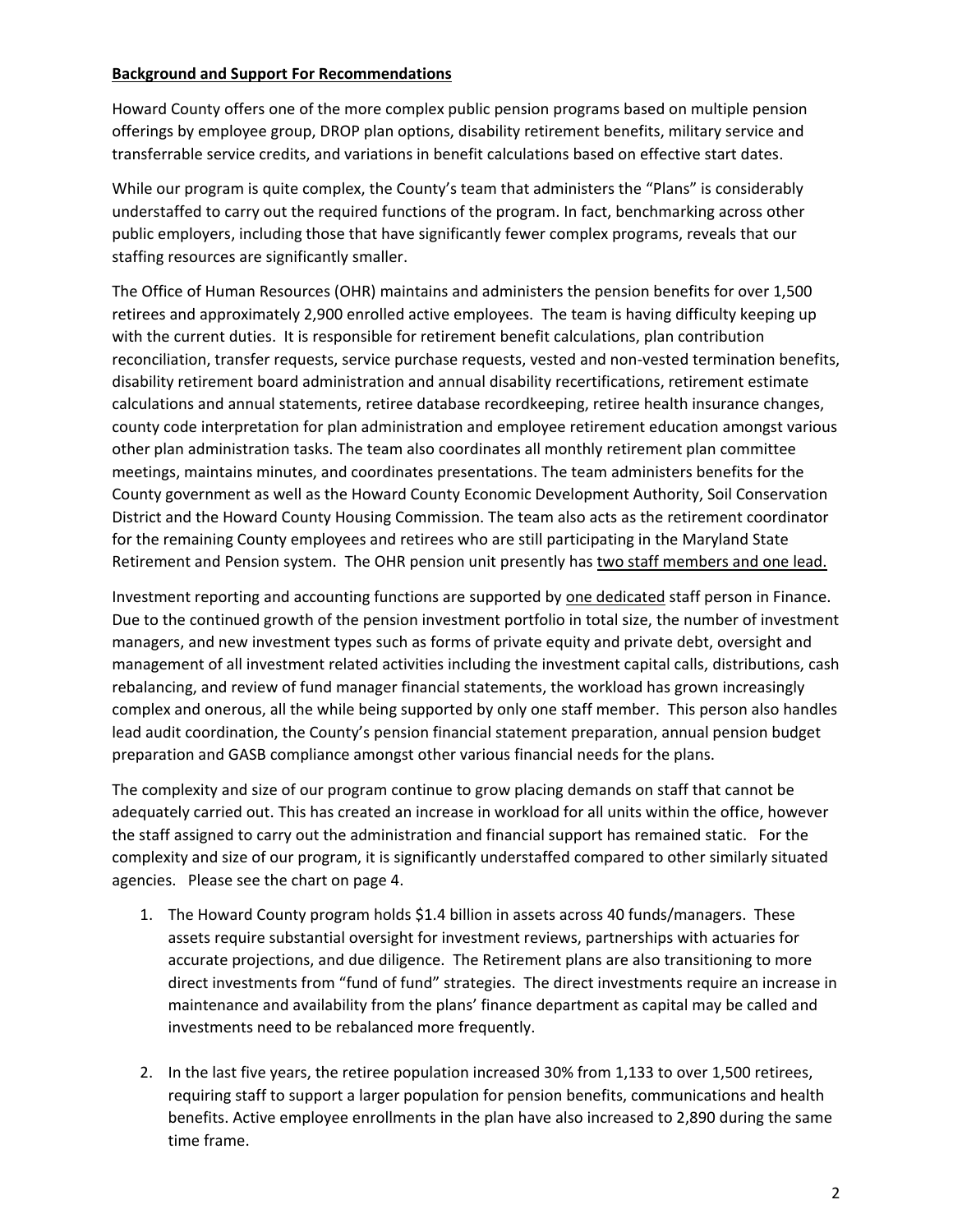**<u>Background and Support For Recommendations</u>**

Howard County offers one of the more complex public pension programs based on multiple pension offerings by employee group, DROP plan options, disability retirement benefits, military service and transferrable service credits, and variations in benefit calculations based on effective start dates.

While our program is quite complex, the County's team that administers the "Plans" is considerably understaffed to carry out the required functions of the program. In fact, benchmarking across other public employers, including those that have significantly fewer complex programs, reveals that our staffing resources are significantly smaller.

The Office of Human Resources (OHR) maintains and administers the pension benefits for over 1,500 retirees and approximately 2,900 enrolled active employees. The team is having difficulty keeping up with the current duties. It is responsible for retirement benefit calculations, plan contribution reconciliation, transfer requests, service purchase requests, vested and non-vested termination benefits, disability retirement board administration and annual disability recertifications, retirement estimate calculations and annual statements, retiree database recordkeeping, retiree health insurance changes, county code interpretation for plan administration and employee retirement education amongst various other plan administration tasks. The team also coordinates all monthly retirement plan committee meetings, maintains minutes, and coordinates presentations. The team administers benefits for the County government as well as the Howard County Economic Development Authority, Soil Conservation District and the Howard County Housing Commission. The team also acts as the retirement coordinator for the remaining County employees and retirees who are still participating in the Maryland State Retirement and Pension system. The OHR pension unit presently has <u>two staff members and one lead.</u>

Investment reporting and accounting functions are supported by <u>one dedicated</u> staff person in Finance. Due to the continued growth of the pension investment portfolio in total size, the number of investment managers, and new investment types such as forms of private equity and private debt, oversight and management of all investment related activities including the investment capital calls, distributions, cash rebalancing, and review of fund manager financial statements, the workload has grown increasingly complex and onerous, all the while being supported by only one staff member. This person also handles lead audit coordination, the County's pension financial statement preparation, annual pension budget preparation and GASB compliance amongst other various financial needs for the plans.

The complexity and size of our program continue to grow placing demands on staff that cannot be adequately carried out. This has created an increase in workload for all units within the office, however the staff assigned to carry out the administration and financial support has remained static. For the complexity and size of our program, it is significantly understaffed compared to other similarly situated agencies. Please see the chart on page 4.

1. The Howard County program holds $1.4 billion in assets across 40 funds/managers. These assets require substantial oversight for investment reviews, partnerships with actuaries for accurate projections, and due diligence. The Retirement plans are also transitioning to more direct investments from "fund of fund" strategies. The direct investments require an increase in maintenance and availability from the plans' finance department as capital may be called and investments need to be rebalanced more frequently.

2. In the last five years, the retiree population increased 30% from 1,133 to over 1,500 retirees, requiring staff to support a larger population for pension benefits, communications and health benefits. Active employee enrollments in the plan have also increased to 2,890 during the same time frame.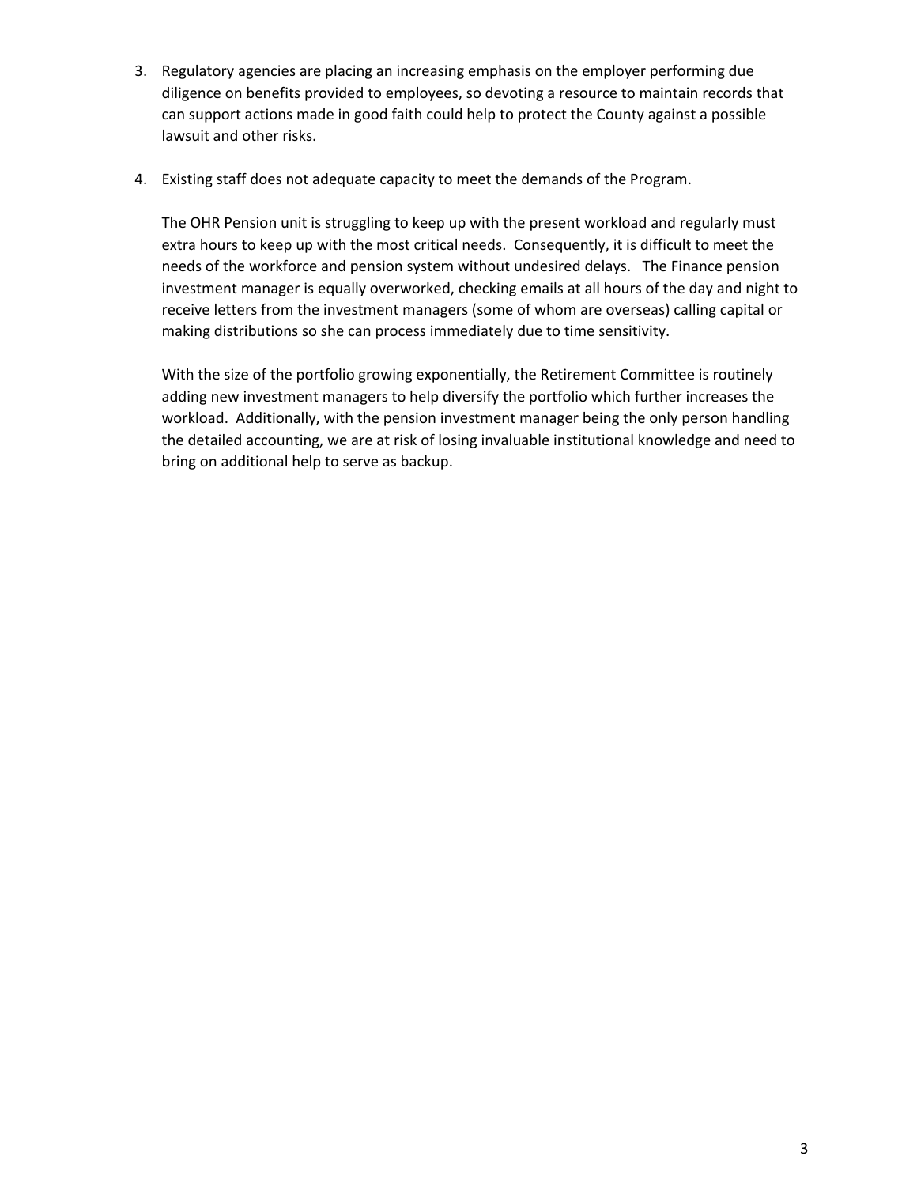3. Regulatory agencies are placing an increasing emphasis on the employer performing due diligence on benefits provided to employees, so devoting a resource to maintain records that can support actions made in good faith could help to protect the County against a possible lawsuit and other risks.

4. Existing staff does not adequate capacity to meet the demands of the Program.

   The OHR Pension unit is struggling to keep up with the present workload and regularly must extra hours to keep up with the most critical needs. Consequently, it is difficult to meet the needs of the workforce and pension system without undesired delays. The Finance pension investment manager is equally overworked, checking emails at all hours of the day and night to receive letters from the investment managers (some of whom are overseas) calling capital or making distributions so she can process immediately due to time sensitivity.

   With the size of the portfolio growing exponentially, the Retirement Committee is routinely adding new investment managers to help diversify the portfolio which further increases the workload. Additionally, with the pension investment manager being the only person handling the detailed accounting, we are at risk of losing invaluable institutional knowledge and need to bring on additional help to serve as backup.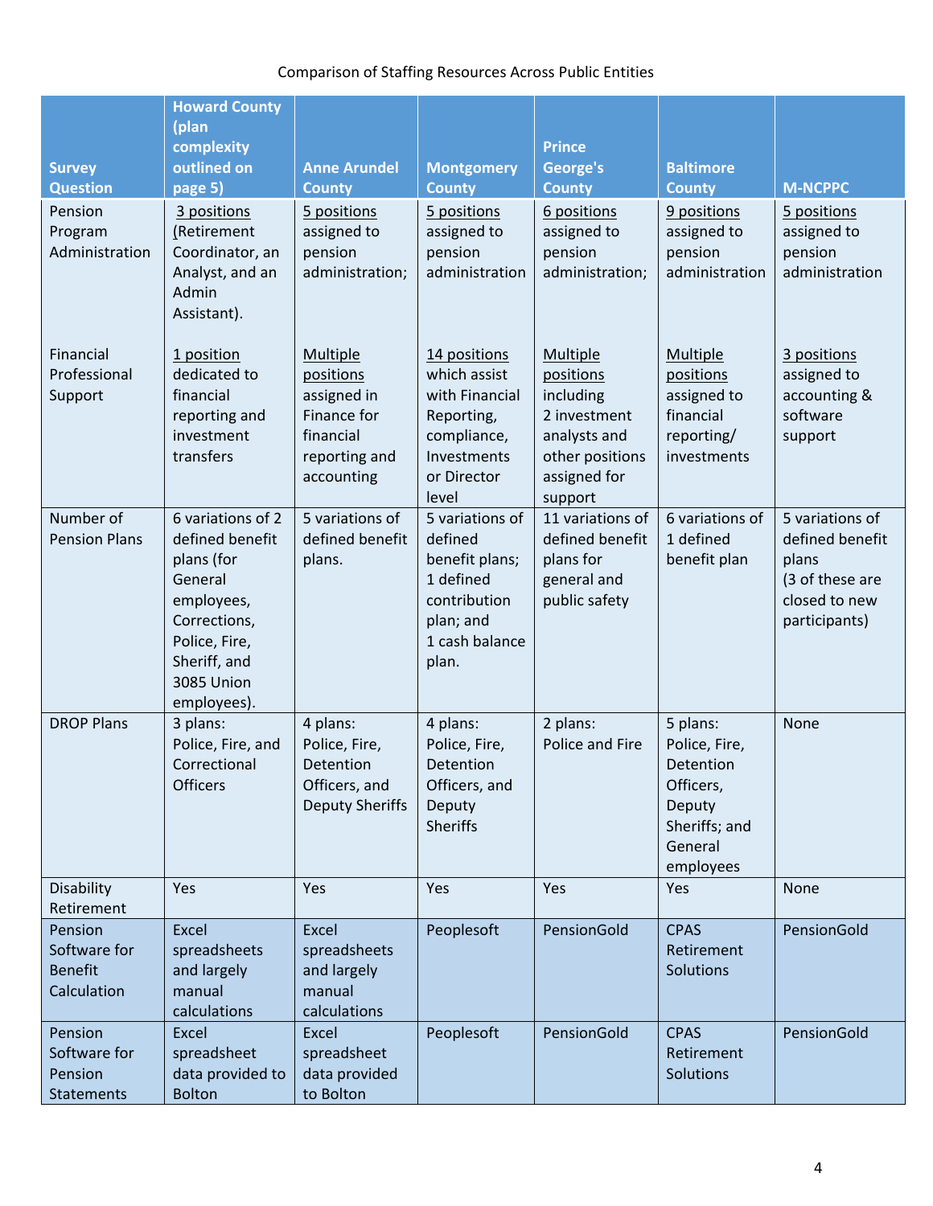Comparison of Staffing Resources Across Public Entities

| Survey Question | Howard County (plan complexity outlined on page 5) | Anne Arundel County | Montgomery County | Prince George's County | Baltimore County | M-NCPPC |
|---|---|---|---|---|---|---|
| Pension Program Administration | 3 positions (Retirement Coordinator, an Analyst, and an Admin Assistant). | 5 positions assigned to pension administration; | 5 positions assigned to pension administration | 6 positions assigned to pension administration; | 9 positions assigned to pension administration | 5 positions assigned to pension administration |
| Financial Professional Support | 1 position dedicated to financial reporting and investment transfers | Multiple positions assigned in Finance for financial reporting and accounting | 14 positions which assist with Financial Reporting, compliance, Investments or Director level | Multiple positions including 2 investment analysts and other positions assigned for support | Multiple positions assigned to financial reporting/ investments | 3 positions assigned to accounting & software support |
| Number of Pension Plans | 6 variations of 2 defined benefit plans (for General employees, Corrections, Police, Fire, Sheriff, and 3085 Union employees). | 5 variations of defined benefit plans. | 5 variations of defined benefit plans; 1 defined contribution plan; and 1 cash balance plan. | 11 variations of defined benefit plans for general and public safety | 6 variations of 1 defined benefit plan | 5 variations of defined benefit plans (3 of these are closed to new participants) |
| DROP Plans | 3 plans: Police, Fire, and Correctional Officers | 4 plans: Police, Fire, Detention Officers, and Deputy Sheriffs | 4 plans: Police, Fire, Detention Officers, and Deputy Sheriffs | 2 plans: Police and Fire | 5 plans: Police, Fire, Detention Officers, Deputy Sheriffs; and General employees | None |
| Disability Retirement | Yes | Yes | Yes | Yes | Yes | None |
| Pension Software for Benefit Calculation | Excel spreadsheets and largely manual calculations | Excel spreadsheets and largely manual calculations | Peoplesoft | PensionGold | CPAS Retirement Solutions | PensionGold |
| Pension Software for Pension Statements | Excel spreadsheet data provided to Bolton | Excel spreadsheet data provided to Bolton | Peoplesoft | PensionGold | CPAS Retirement Solutions | PensionGold |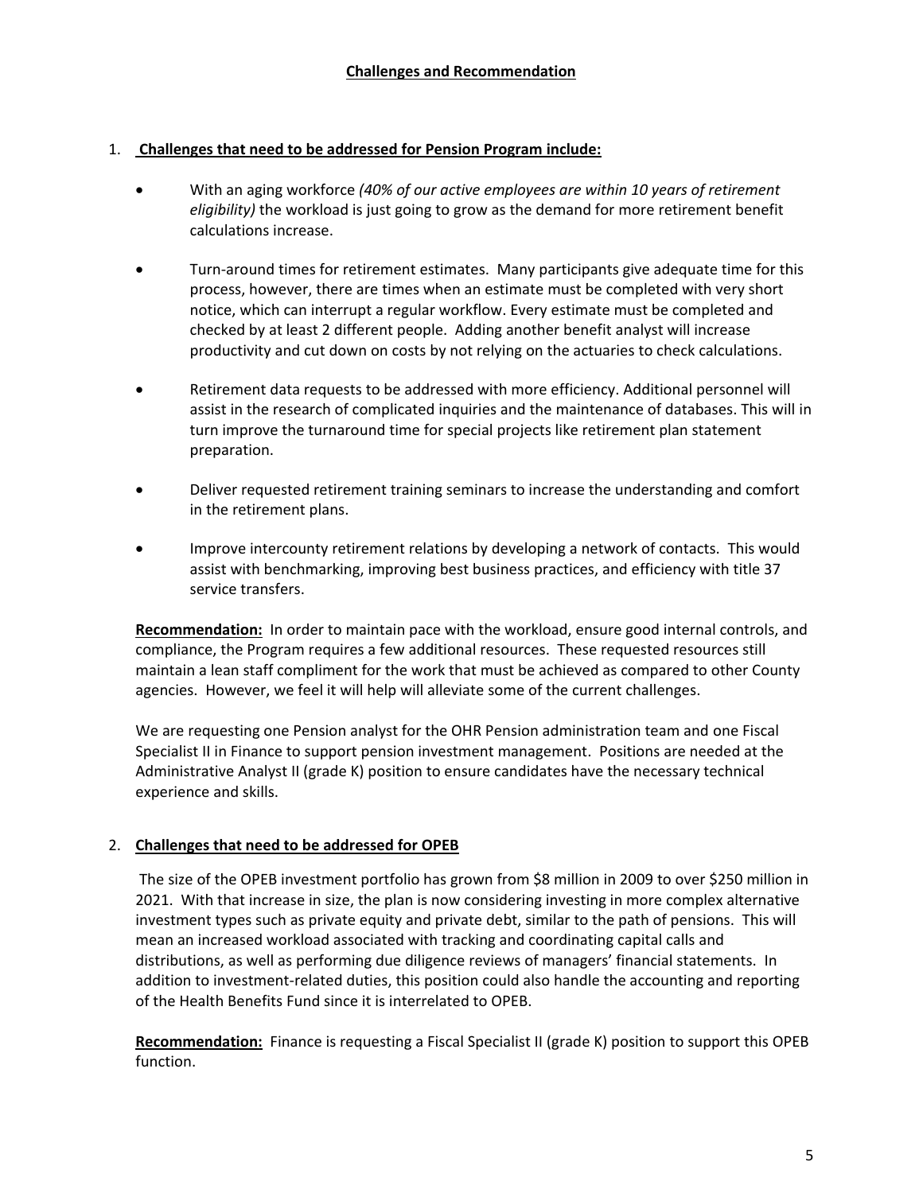## Challenges and Recommendation

1. **Challenges that need to be addressed for Pension Program include:**

   - With an aging workforce *(40% of our active employees are within 10 years of retirement eligibility)* the workload is just going to grow as the demand for more retirement benefit calculations increase.
   - Turn-around times for retirement estimates. Many participants give adequate time for this process, however, there are times when an estimate must be completed with very short notice, which can interrupt a regular workflow. Every estimate must be completed and checked by at least 2 different people. Adding another benefit analyst will increase productivity and cut down on costs by not relying on the actuaries to check calculations.
   - Retirement data requests to be addressed with more efficiency. Additional personnel will assist in the research of complicated inquiries and the maintenance of databases. This will in turn improve the turnaround time for special projects like retirement plan statement preparation.
   - Deliver requested retirement training seminars to increase the understanding and comfort in the retirement plans.
   - Improve intercounty retirement relations by developing a network of contacts. This would assist with benchmarking, improving best business practices, and efficiency with title 37 service transfers.

   **Recommendation:** In order to maintain pace with the workload, ensure good internal controls, and compliance, the Program requires a few additional resources. These requested resources still maintain a lean staff compliment for the work that must be achieved as compared to other County agencies. However, we feel it will help will alleviate some of the current challenges.

   We are requesting one Pension analyst for the OHR Pension administration team and one Fiscal Specialist II in Finance to support pension investment management. Positions are needed at the Administrative Analyst II (grade K) position to ensure candidates have the necessary technical experience and skills.

2. **Challenges that need to be addressed for OPEB**

   The size of the OPEB investment portfolio has grown from $8 million in 2009 to over $250 million in 2021. With that increase in size, the plan is now considering investing in more complex alternative investment types such as private equity and private debt, similar to the path of pensions. This will mean an increased workload associated with tracking and coordinating capital calls and distributions, as well as performing due diligence reviews of managers' financial statements. In addition to investment-related duties, this position could also handle the accounting and reporting of the Health Benefits Fund since it is interrelated to OPEB.

   **Recommendation:** Finance is requesting a Fiscal Specialist II (grade K) position to support this OPEB function.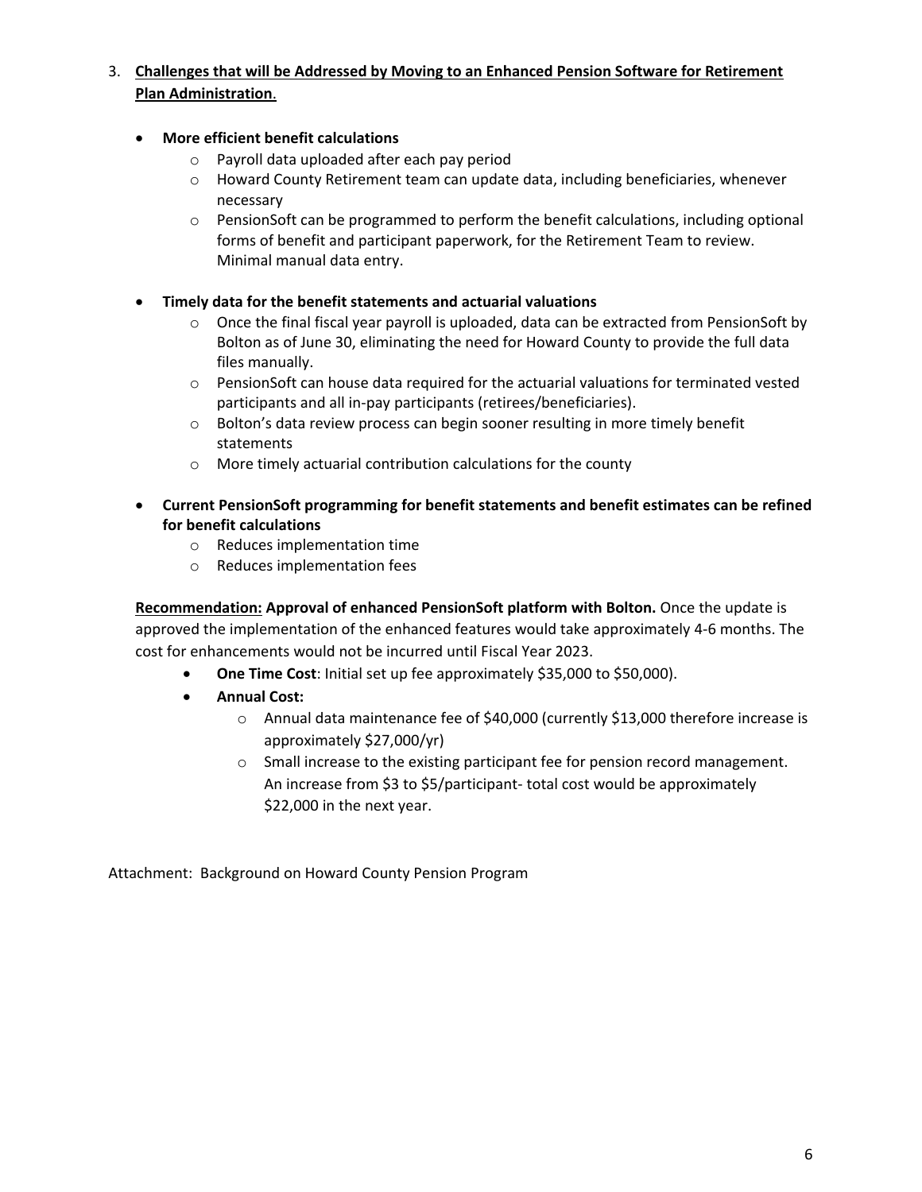3. **Challenges that will be Addressed by Moving to an Enhanced Pension Software for Retirement Plan Administration**.

   - **More efficient benefit calculations**
     - Payroll data uploaded after each pay period
     - Howard County Retirement team can update data, including beneficiaries, whenever necessary
     - PensionSoft can be programmed to perform the benefit calculations, including optional forms of benefit and participant paperwork, for the Retirement Team to review. Minimal manual data entry.

   - **Timely data for the benefit statements and actuarial valuations**
     - Once the final fiscal year payroll is uploaded, data can be extracted from PensionSoft by Bolton as of June 30, eliminating the need for Howard County to provide the full data files manually.
     - PensionSoft can house data required for the actuarial valuations for terminated vested participants and all in-pay participants (retirees/beneficiaries).
     - Bolton's data review process can begin sooner resulting in more timely benefit statements
     - More timely actuarial contribution calculations for the county

   - **Current PensionSoft programming for benefit statements and benefit estimates can be refined for benefit calculations**
     - Reduces implementation time
     - Reduces implementation fees

   **Recommendation: Approval of enhanced PensionSoft platform with Bolton.** Once the update is approved the implementation of the enhanced features would take approximately 4-6 months. The cost for enhancements would not be incurred until Fiscal Year 2023.

   - **One Time Cost**: Initial set up fee approximately $35,000 to $50,000).
   - **Annual Cost:**
     - Annual data maintenance fee of $40,000 (currently $13,000 therefore increase is approximately $27,000/yr)
     - Small increase to the existing participant fee for pension record management. An increase from $3 to $5/participant- total cost would be approximately $22,000 in the next year.

Attachment: Background on Howard County Pension Program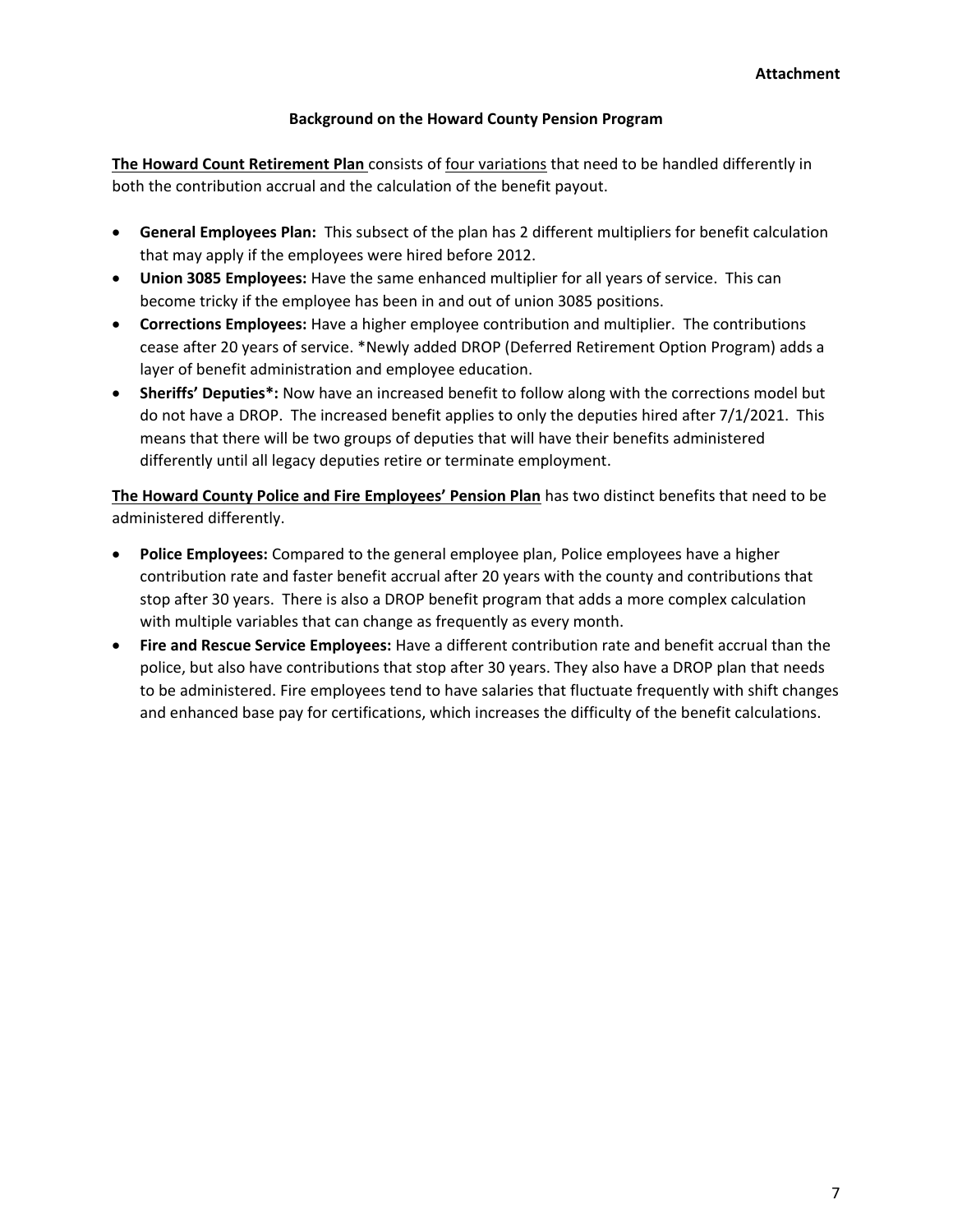**Attachment**

## Background on the Howard County Pension Program

**The Howard Count Retirement Plan** consists of four variations that need to be handled differently in both the contribution accrual and the calculation of the benefit payout.

- **General Employees Plan:** This subsect of the plan has 2 different multipliers for benefit calculation that may apply if the employees were hired before 2012.
- **Union 3085 Employees:** Have the same enhanced multiplier for all years of service. This can become tricky if the employee has been in and out of union 3085 positions.
- **Corrections Employees:** Have a higher employee contribution and multiplier. The contributions cease after 20 years of service. *Newly added DROP (Deferred Retirement Option Program) adds a layer of benefit administration and employee education.
- **Sheriffs' Deputies*:** Now have an increased benefit to follow along with the corrections model but do not have a DROP. The increased benefit applies to only the deputies hired after 7/1/2021. This means that there will be two groups of deputies that will have their benefits administered differently until all legacy deputies retire or terminate employment.

**The Howard County Police and Fire Employees' Pension Plan** has two distinct benefits that need to be administered differently.

- **Police Employees:** Compared to the general employee plan, Police employees have a higher contribution rate and faster benefit accrual after 20 years with the county and contributions that stop after 30 years. There is also a DROP benefit program that adds a more complex calculation with multiple variables that can change as frequently as every month.
- **Fire and Rescue Service Employees:** Have a different contribution rate and benefit accrual than the police, but also have contributions that stop after 30 years. They also have a DROP plan that needs to be administered. Fire employees tend to have salaries that fluctuate frequently with shift changes and enhanced base pay for certifications, which increases the difficulty of the benefit calculations.